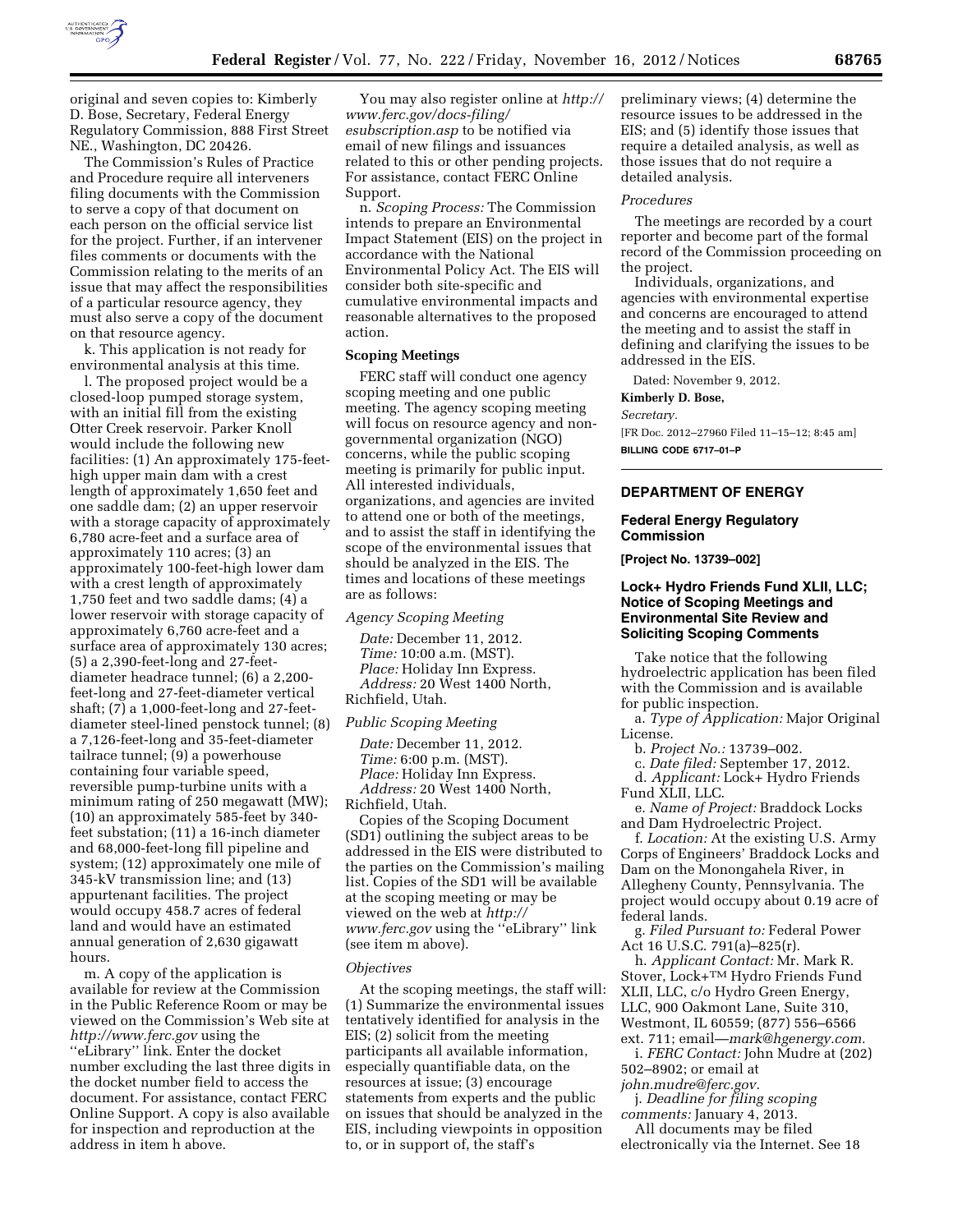original and seven copies to: Kimberly D. Bose, Secretary, Federal Energy Regulatory Commission, 888 First Street NE., Washington, DC 20426.

The Commission's Rules of Practice and Procedure require all interveners filing documents with the Commission to serve a copy of that document on each person on the official service list for the project. Further, if an intervener files comments or documents with the Commission relating to the merits of an issue that may affect the responsibilities of a particular resource agency, they must also serve a copy of the document on that resource agency.

k. This application is not ready for environmental analysis at this time.

l. The proposed project would be a closed-loop pumped storage system, with an initial fill from the existing Otter Creek reservoir. Parker Knoll would include the following new facilities: (1) An approximately 175-feet-high upper main dam with a crest length of approximately 1,650 feet and one saddle dam; (2) an upper reservoir with a storage capacity of approximately 6,780 acre-feet and a surface area of approximately 110 acres; (3) an approximately 100-feet-high lower dam with a crest length of approximately 1,750 feet and two saddle dams; (4) a lower reservoir with storage capacity of approximately 6,760 acre-feet and a surface area of approximately 130 acres; (5) a 2,390-feet-long and 27-feet-diameter headrace tunnel; (6) a 2,200-feet-long and 27-feet-diameter vertical shaft; (7) a 1,000-feet-long and 27-feet-diameter steel-lined penstock tunnel; (8) a 7,126-feet-long and 35-feet-diameter tailrace tunnel; (9) a powerhouse containing four variable speed, reversible pump-turbine units with a minimum rating of 250 megawatt (MW); (10) an approximately 585-feet by 340-feet substation; (11) a 16-inch diameter and 68,000-feet-long fill pipeline and system; (12) approximately one mile of 345-kV transmission line; and (13) appurtenant facilities. The project would occupy 458.7 acres of federal land and would have an estimated annual generation of 2,630 gigawatt hours.

m. A copy of the application is available for review at the Commission in the Public Reference Room or may be viewed on the Commission's Web site at *http://www.ferc.gov* using the ''eLibrary'' link. Enter the docket number excluding the last three digits in the docket number field to access the document. For assistance, contact FERC Online Support. A copy is also available for inspection and reproduction at the address in item h above.

You may also register online at *http://www.ferc.gov/docs-filing/esubscription.asp* to be notified via email of new filings and issuances related to this or other pending projects. For assistance, contact FERC Online Support.

n. *Scoping Process:* The Commission intends to prepare an Environmental Impact Statement (EIS) on the project in accordance with the National Environmental Policy Act. The EIS will consider both site-specific and cumulative environmental impacts and reasonable alternatives to the proposed action.

**Scoping Meetings**

FERC staff will conduct one agency scoping meeting and one public meeting. The agency scoping meeting will focus on resource agency and non-governmental organization (NGO) concerns, while the public scoping meeting is primarily for public input. All interested individuals, organizations, and agencies are invited to attend one or both of the meetings, and to assist the staff in identifying the scope of the environmental issues that should be analyzed in the EIS. The times and locations of these meetings are as follows:

*Agency Scoping Meeting*

*Date:* December 11, 2012.
*Time:* 10:00 a.m. (MST).
*Place:* Holiday Inn Express.
*Address:* 20 West 1400 North, Richfield, Utah.

*Public Scoping Meeting*

*Date:* December 11, 2012.
*Time:* 6:00 p.m. (MST).
*Place:* Holiday Inn Express.
*Address:* 20 West 1400 North, Richfield, Utah.

Copies of the Scoping Document (SD1) outlining the subject areas to be addressed in the EIS were distributed to the parties on the Commission's mailing list. Copies of the SD1 will be available at the scoping meeting or may be viewed on the web at *http://www.ferc.gov* using the ''eLibrary'' link (see item m above).

*Objectives*

At the scoping meetings, the staff will: (1) Summarize the environmental issues tentatively identified for analysis in the EIS; (2) solicit from the meeting participants all available information, especially quantifiable data, on the resources at issue; (3) encourage statements from experts and the public on issues that should be analyzed in the EIS, including viewpoints in opposition to, or in support of, the staff's preliminary views; (4) determine the resource issues to be addressed in the EIS; and (5) identify those issues that require a detailed analysis, as well as those issues that do not require a detailed analysis.

*Procedures*

The meetings are recorded by a court reporter and become part of the formal record of the Commission proceeding on the project.

Individuals, organizations, and agencies with environmental expertise and concerns are encouraged to attend the meeting and to assist the staff in defining and clarifying the issues to be addressed in the EIS.

Dated: November 9, 2012.

**Kimberly D. Bose,**

*Secretary.*

[FR Doc. 2012–27960 Filed 11–15–12; 8:45 am]

**BILLING CODE 6717–01–P**

---

**DEPARTMENT OF ENERGY**

**Federal Energy Regulatory Commission**

**[Project No. 13739–002]**

**Lock+ Hydro Friends Fund XLII, LLC; Notice of Scoping Meetings and Environmental Site Review and Soliciting Scoping Comments**

Take notice that the following hydroelectric application has been filed with the Commission and is available for public inspection.

a. *Type of Application:* Major Original License.

b. *Project No.:* 13739–002.

c. *Date filed:* September 17, 2012.

d. *Applicant:* Lock+ Hydro Friends Fund XLII, LLC.

e. *Name of Project:* Braddock Locks and Dam Hydroelectric Project.

f. *Location:* At the existing U.S. Army Corps of Engineers' Braddock Locks and Dam on the Monongahela River, in Allegheny County, Pennsylvania. The project would occupy about 0.19 acre of federal lands.

g. *Filed Pursuant to:* Federal Power Act 16 U.S.C. 791(a)–825(r).

h. *Applicant Contact:* Mr. Mark R. Stover, Lock+™ Hydro Friends Fund XLII, LLC, c/o Hydro Green Energy, LLC, 900 Oakmont Lane, Suite 310, Westmont, IL 60559; (877) 556–6566 ext. 711; email—*mark@hgenergy.com.*

i. *FERC Contact:* John Mudre at (202) 502–8902; or email at *john.mudre@ferc.gov.*

j. *Deadline for filing scoping comments:* January 4, 2013.

All documents may be filed electronically via the Internet. See 18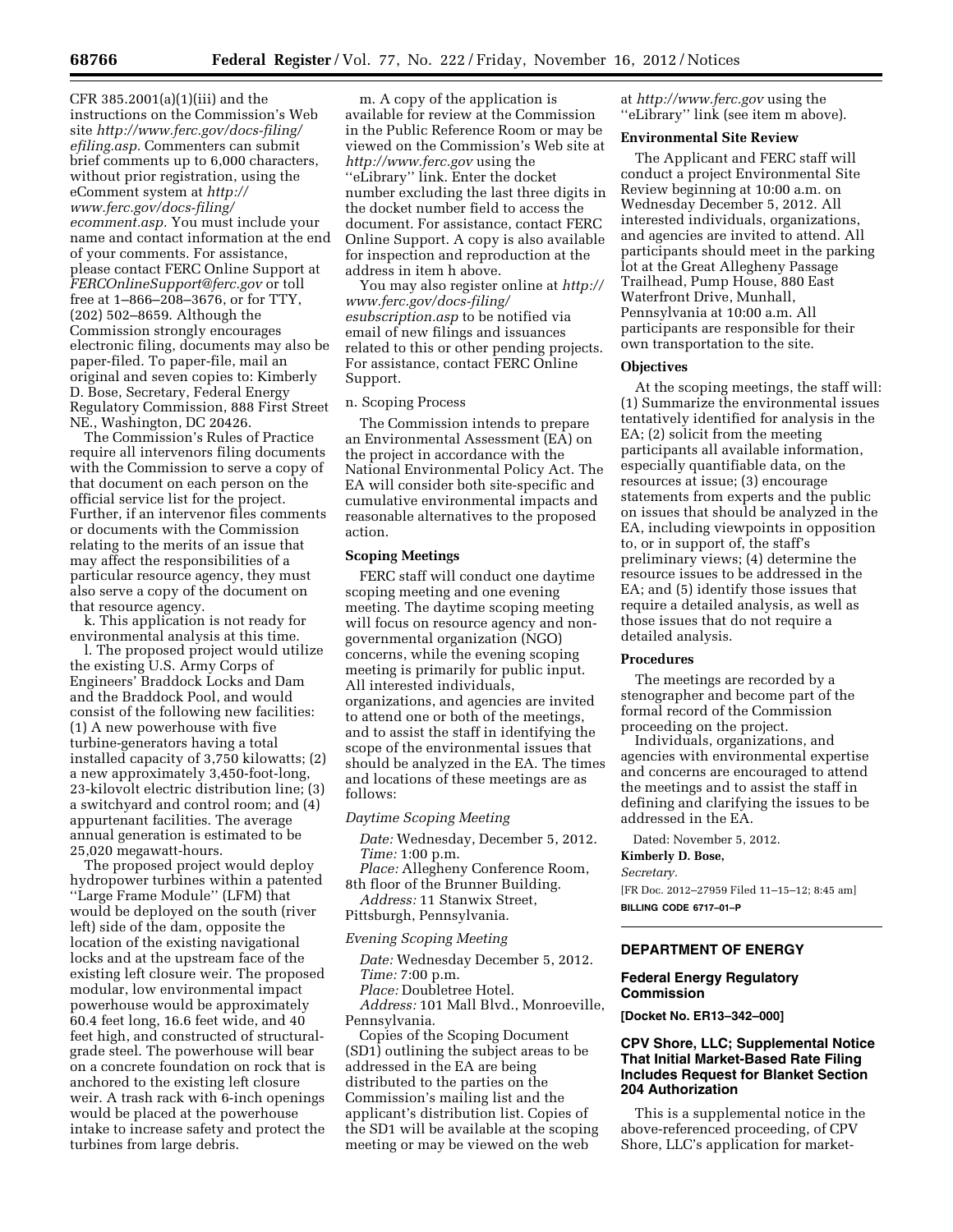CFR 385.2001(a)(1)(iii) and the instructions on the Commission's Web site *http://www.ferc.gov/docs-filing/efiling.asp.* Commenters can submit brief comments up to 6,000 characters, without prior registration, using the eComment system at *http://www.ferc.gov/docs-filing/ecomment.asp.* You must include your name and contact information at the end of your comments. For assistance, please contact FERC Online Support at *FERCOnlineSupport@ferc.gov* or toll free at 1–866–208–3676, or for TTY, (202) 502–8659. Although the Commission strongly encourages electronic filing, documents may also be paper-filed. To paper-file, mail an original and seven copies to: Kimberly D. Bose, Secretary, Federal Energy Regulatory Commission, 888 First Street NE., Washington, DC 20426.

The Commission's Rules of Practice require all intervenors filing documents with the Commission to serve a copy of that document on each person on the official service list for the project. Further, if an intervenor files comments or documents with the Commission relating to the merits of an issue that may affect the responsibilities of a particular resource agency, they must also serve a copy of the document on that resource agency.

k. This application is not ready for environmental analysis at this time.

l. The proposed project would utilize the existing U.S. Army Corps of Engineers' Braddock Locks and Dam and the Braddock Pool, and would consist of the following new facilities: (1) A new powerhouse with five turbine-generators having a total installed capacity of 3,750 kilowatts; (2) a new approximately 3,450-foot-long, 23-kilovolt electric distribution line; (3) a switchyard and control room; and (4) appurtenant facilities. The average annual generation is estimated to be 25,020 megawatt-hours.

The proposed project would deploy hydropower turbines within a patented ''Large Frame Module'' (LFM) that would be deployed on the south (river left) side of the dam, opposite the location of the existing navigational locks and at the upstream face of the existing left closure weir. The proposed modular, low environmental impact powerhouse would be approximately 60.4 feet long, 16.6 feet wide, and 40 feet high, and constructed of structural-grade steel. The powerhouse will bear on a concrete foundation on rock that is anchored to the existing left closure weir. A trash rack with 6-inch openings would be placed at the powerhouse intake to increase safety and protect the turbines from large debris.

m. A copy of the application is available for review at the Commission in the Public Reference Room or may be viewed on the Commission's Web site at *http://www.ferc.gov* using the ''eLibrary'' link. Enter the docket number excluding the last three digits in the docket number field to access the document. For assistance, contact FERC Online Support. A copy is also available for inspection and reproduction at the address in item h above.

You may also register online at *http://www.ferc.gov/docs-filing/esubscription.asp* to be notified via email of new filings and issuances related to this or other pending projects. For assistance, contact FERC Online Support.

n. Scoping Process

The Commission intends to prepare an Environmental Assessment (EA) on the project in accordance with the National Environmental Policy Act. The EA will consider both site-specific and cumulative environmental impacts and reasonable alternatives to the proposed action.

**Scoping Meetings**

FERC staff will conduct one daytime scoping meeting and one evening meeting. The daytime scoping meeting will focus on resource agency and non-governmental organization (NGO) concerns, while the evening scoping meeting is primarily for public input. All interested individuals, organizations, and agencies are invited to attend one or both of the meetings, and to assist the staff in identifying the scope of the environmental issues that should be analyzed in the EA. The times and locations of these meetings are as follows:

*Daytime Scoping Meeting*

*Date:* Wednesday, December 5, 2012.
*Time:* 1:00 p.m.
*Place:* Allegheny Conference Room, 8th floor of the Brunner Building.
*Address:* 11 Stanwix Street, Pittsburgh, Pennsylvania.

*Evening Scoping Meeting*

*Date:* Wednesday December 5, 2012.
*Time:* 7:00 p.m.
*Place:* Doubletree Hotel.
*Address:* 101 Mall Blvd., Monroeville, Pennsylvania.

Copies of the Scoping Document (SD1) outlining the subject areas to be addressed in the EA are being distributed to the parties on the Commission's mailing list and the applicant's distribution list. Copies of the SD1 will be available at the scoping meeting or may be viewed on the web at *http://www.ferc.gov* using the ''eLibrary'' link (see item m above).

**Environmental Site Review**

The Applicant and FERC staff will conduct a project Environmental Site Review beginning at 10:00 a.m. on Wednesday December 5, 2012. All interested individuals, organizations, and agencies are invited to attend. All participants should meet in the parking lot at the Great Allegheny Passage Trailhead, Pump House, 880 East Waterfront Drive, Munhall, Pennsylvania at 10:00 a.m. All participants are responsible for their own transportation to the site.

**Objectives**

At the scoping meetings, the staff will: (1) Summarize the environmental issues tentatively identified for analysis in the EA; (2) solicit from the meeting participants all available information, especially quantifiable data, on the resources at issue; (3) encourage statements from experts and the public on issues that should be analyzed in the EA, including viewpoints in opposition to, or in support of, the staff's preliminary views; (4) determine the resource issues to be addressed in the EA; and (5) identify those issues that require a detailed analysis, as well as those issues that do not require a detailed analysis.

**Procedures**

The meetings are recorded by a stenographer and become part of the formal record of the Commission proceeding on the project.

Individuals, organizations, and agencies with environmental expertise and concerns are encouraged to attend the meetings and to assist the staff in defining and clarifying the issues to be addressed in the EA.

Dated: November 5, 2012.

**Kimberly D. Bose,**

*Secretary.*

[FR Doc. 2012–27959 Filed 11–15–12; 8:45 am]

**BILLING CODE 6717–01–P**

## DEPARTMENT OF ENERGY

### Federal Energy Regulatory Commission

**[Docket No. ER13–342–000]**

### CPV Shore, LLC; Supplemental Notice That Initial Market-Based Rate Filing Includes Request for Blanket Section 204 Authorization

This is a supplemental notice in the above-referenced proceeding, of CPV Shore, LLC's application for market-